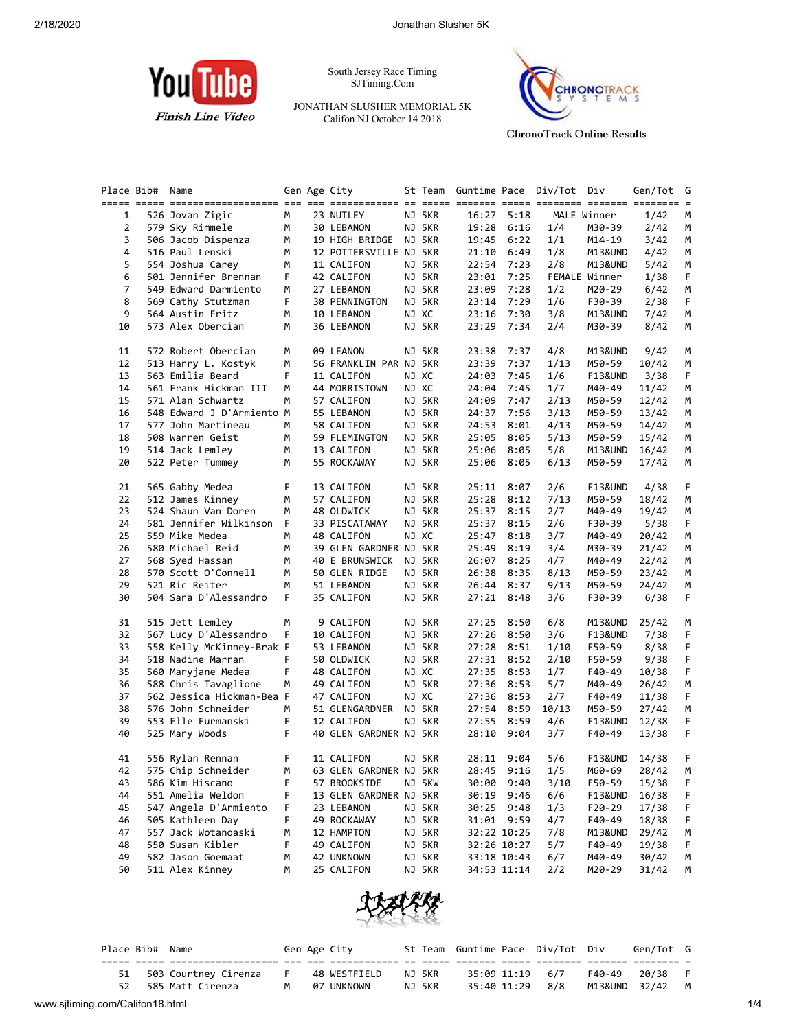South Jersey Race Timing
SJTiming.Com

JONATHAN SLUSHER MEMORIAL 5K
Califon NJ October 14 2018

YouTube Finish Line Video

ChronoTrack Online Results

| Place | Bib# | Name | Gen | Age | City | St | Team | Guntime | Pace | Div/Tot | Div | Gen/Tot | G |
|---|---|---|---|---|---|---|---|---|---|---|---|---|---|
| 1 | 526 | Jovan Zigic | M | 23 | NUTLEY | NJ | 5KR | 16:27 | 5:18 | MALE | Winner | 1/42 | M |
| 2 | 579 | Sky Rimmele | M | 30 | LEBANON | NJ | 5KR | 19:28 | 6:16 | 1/4 | M30-39 | 2/42 | M |
| 3 | 506 | Jacob Dispenza | M | 19 | HIGH BRIDGE | NJ | 5KR | 19:45 | 6:22 | 1/1 | M14-19 | 3/42 | M |
| 4 | 516 | Paul Lenski | M | 12 | POTTERSVILLE | NJ | 5KR | 21:10 | 6:49 | 1/8 | M13&UND | 4/42 | M |
| 5 | 554 | Joshua Carey | M | 11 | CALIFON | NJ | 5KR | 22:54 | 7:23 | 2/8 | M13&UND | 5/42 | M |
| 6 | 501 | Jennifer Brennan | F | 42 | CALIFON | NJ | 5KR | 23:01 | 7:25 | FEMALE | Winner | 1/38 | F |
| 7 | 549 | Edward Darmiento | M | 27 | LEBANON | NJ | 5KR | 23:09 | 7:28 | 1/2 | M20-29 | 6/42 | M |
| 8 | 569 | Cathy Stutzman | F | 38 | PENNINGTON | NJ | 5KR | 23:14 | 7:29 | 1/6 | F30-39 | 2/38 | F |
| 9 | 564 | Austin Fritz | M | 10 | LEBANON | NJ | XC | 23:16 | 7:30 | 3/8 | M13&UND | 7/42 | M |
| 10 | 573 | Alex Obercian | M | 36 | LEBANON | NJ | 5KR | 23:29 | 7:34 | 2/4 | M30-39 | 8/42 | M |
| 11 | 572 | Robert Obercian | M | 09 | LEANON | NJ | 5KR | 23:38 | 7:37 | 4/8 | M13&UND | 9/42 | M |
| 12 | 513 | Harry L. Kostyk | M | 56 | FRANKLIN PAR | NJ | 5KR | 23:39 | 7:37 | 1/13 | M50-59 | 10/42 | M |
| 13 | 563 | Emilia Beard | F | 11 | CALIFON | NJ | XC | 24:03 | 7:45 | 1/6 | F13&UND | 3/38 | F |
| 14 | 561 | Frank Hickman III | M | 44 | MORRISTOWN | NJ | XC | 24:04 | 7:45 | 1/7 | M40-49 | 11/42 | M |
| 15 | 571 | Alan Schwartz | M | 57 | CALIFON | NJ | 5KR | 24:09 | 7:47 | 2/13 | M50-59 | 12/42 | M |
| 16 | 548 | Edward J D'Armiento | M | 55 | LEBANON | NJ | 5KR | 24:37 | 7:56 | 3/13 | M50-59 | 13/42 | M |
| 17 | 577 | John Martineau | M | 58 | CALIFON | NJ | 5KR | 24:53 | 8:01 | 4/13 | M50-59 | 14/42 | M |
| 18 | 508 | Warren Geist | M | 59 | FLEMINGTON | NJ | 5KR | 25:05 | 8:05 | 5/13 | M50-59 | 15/42 | M |
| 19 | 514 | Jack Lemley | M | 13 | CALIFON | NJ | 5KR | 25:06 | 8:05 | 5/8 | M13&UND | 16/42 | M |
| 20 | 522 | Peter Tummey | M | 55 | ROCKAWAY | NJ | 5KR | 25:06 | 8:05 | 6/13 | M50-59 | 17/42 | M |
| 21 | 565 | Gabby Medea | F | 13 | CALIFON | NJ | 5KR | 25:11 | 8:07 | 2/6 | F13&UND | 4/38 | F |
| 22 | 512 | James Kinney | M | 57 | CALIFON | NJ | 5KR | 25:28 | 8:12 | 7/13 | M50-59 | 18/42 | M |
| 23 | 524 | Shaun Van Doren | M | 48 | OLDWICK | NJ | 5KR | 25:37 | 8:15 | 2/7 | M40-49 | 19/42 | M |
| 24 | 581 | Jennifer Wilkinson | F | 33 | PISCATAWAY | NJ | 5KR | 25:37 | 8:15 | 2/6 | F30-39 | 5/38 | F |
| 25 | 559 | Mike Medea | M | 48 | CALIFON | NJ | XC | 25:47 | 8:18 | 3/7 | M40-49 | 20/42 | M |
| 26 | 580 | Michael Reid | M | 39 | GLEN GARDNER | NJ | 5KR | 25:49 | 8:19 | 3/4 | M30-39 | 21/42 | M |
| 27 | 568 | Syed Hassan | M | 40 | E BRUNSWICK | NJ | 5KR | 26:07 | 8:25 | 4/7 | M40-49 | 22/42 | M |
| 28 | 570 | Scott O'Connell | M | 50 | GLEN RIDGE | NJ | 5KR | 26:38 | 8:35 | 8/13 | M50-59 | 23/42 | M |
| 29 | 521 | Ric Reiter | M | 51 | LEBANON | NJ | 5KR | 26:44 | 8:37 | 9/13 | M50-59 | 24/42 | M |
| 30 | 504 | Sara D'Alessandro | F | 35 | CALIFON | NJ | 5KR | 27:21 | 8:48 | 3/6 | F30-39 | 6/38 | F |
| 31 | 515 | Jett Lemley | M | 9 | CALIFON | NJ | 5KR | 27:25 | 8:50 | 6/8 | M13&UND | 25/42 | M |
| 32 | 567 | Lucy D'Alessandro | F | 10 | CALIFON | NJ | 5KR | 27:26 | 8:50 | 3/6 | F13&UND | 7/38 | F |
| 33 | 558 | Kelly McKinney-Brak | F | 53 | LEBANON | NJ | 5KR | 27:28 | 8:51 | 1/10 | F50-59 | 8/38 | F |
| 34 | 518 | Nadine Marran | F | 50 | OLDWICK | NJ | 5KR | 27:31 | 8:52 | 2/10 | F50-59 | 9/38 | F |
| 35 | 560 | Maryjane Medea | F | 48 | CALIFON | NJ | XC | 27:35 | 8:53 | 1/7 | F40-49 | 10/38 | F |
| 36 | 588 | Chris Tavaglione | M | 49 | CALIFON | NJ | 5KR | 27:36 | 8:53 | 5/7 | M40-49 | 26/42 | M |
| 37 | 562 | Jessica Hickman-Bea | F | 47 | CALIFON | NJ | XC | 27:36 | 8:53 | 2/7 | F40-49 | 11/38 | F |
| 38 | 576 | John Schneider | M | 51 | GLENGARDNER | NJ | 5KR | 27:54 | 8:59 | 10/13 | M50-59 | 27/42 | M |
| 39 | 553 | Elle Furmanski | F | 12 | CALIFON | NJ | 5KR | 27:55 | 8:59 | 4/6 | F13&UND | 12/38 | F |
| 40 | 525 | Mary Woods | F | 40 | GLEN GARDNER | NJ | 5KR | 28:10 | 9:04 | 3/7 | F40-49 | 13/38 | F |
| 41 | 556 | Rylan Rennan | F | 11 | CALIFON | NJ | 5KR | 28:11 | 9:04 | 5/6 | F13&UND | 14/38 | F |
| 42 | 575 | Chip Schneider | M | 63 | GLEN GARDNER | NJ | 5KR | 28:45 | 9:16 | 1/5 | M60-69 | 28/42 | M |
| 43 | 586 | Kim Hiscano | F | 57 | BROOKSIDE | NJ | 5KW | 30:00 | 9:40 | 3/10 | F50-59 | 15/38 | F |
| 44 | 551 | Amelia Weldon | F | 13 | GLEN GARDNER | NJ | 5KR | 30:19 | 9:46 | 6/6 | F13&UND | 16/38 | F |
| 45 | 547 | Angela D'Armiento | F | 23 | LEBANON | NJ | 5KR | 30:25 | 9:48 | 1/3 | F20-29 | 17/38 | F |
| 46 | 505 | Kathleen Day | F | 49 | ROCKAWAY | NJ | 5KR | 31:01 | 9:59 | 4/7 | F40-49 | 18/38 | F |
| 47 | 557 | Jack Wotanoaski | M | 12 | HAMPTON | NJ | 5KR | 32:22 | 10:25 | 7/8 | M13&UND | 29/42 | M |
| 48 | 550 | Susan Kibler | F | 49 | CALIFON | NJ | 5KR | 32:26 | 10:27 | 5/7 | F40-49 | 19/38 | F |
| 49 | 582 | Jason Goemaat | M | 42 | UNKNOWN | NJ | 5KR | 33:18 | 10:43 | 6/7 | M40-49 | 30/42 | M |
| 50 | 511 | Alex Kinney | M | 25 | CALIFON | NJ | 5KR | 34:53 | 11:14 | 2/2 | M20-29 | 31/42 | M |
| 51 | 503 | Courtney Cirenza | F | 48 | WESTFIELD | NJ | 5KR | 35:09 | 11:19 | 6/7 | F40-49 | 20/38 | F |
| 52 | 585 | Matt Cirenza | M | 07 | UNKNOWN | NJ | 5KR | 35:40 | 11:29 | 8/8 | M13&UND | 32/42 | M |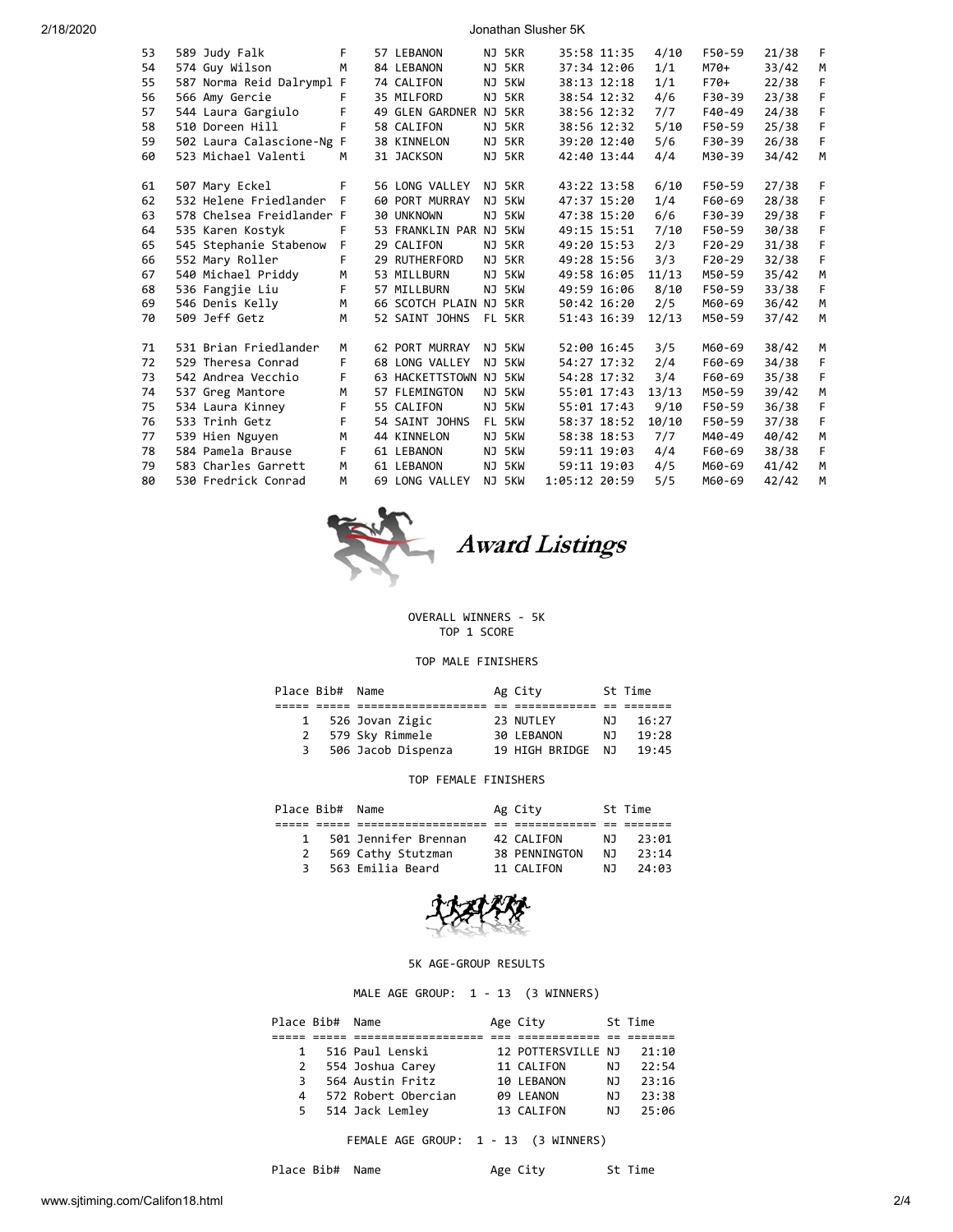| | | | | | | | | | | | | | |
|---|---|---|---|---|---|---|---|---|---|---|---|---|---|
| 53 | 589 | Judy Falk | F | 57 | LEBANON | NJ | 5KR | 35:58 | 11:35 | 4/10 | F50-59 | 21/38 | F |
| 54 | 574 | Guy Wilson | M | 84 | LEBANON | NJ | 5KR | 37:34 | 12:06 | 1/1 | M70+ | 33/42 | M |
| 55 | 587 | Norma Reid Dalrympl | F | 74 | CALIFON | NJ | 5KW | 38:13 | 12:18 | 1/1 | F70+ | 22/38 | F |
| 56 | 566 | Amy Gercie | F | 35 | MILFORD | NJ | 5KR | 38:54 | 12:32 | 4/6 | F30-39 | 23/38 | F |
| 57 | 544 | Laura Gargiulo | F | 49 | GLEN GARDNER | NJ | 5KR | 38:56 | 12:32 | 7/7 | F40-49 | 24/38 | F |
| 58 | 510 | Doreen Hill | F | 58 | CALIFON | NJ | 5KR | 38:56 | 12:32 | 5/10 | F50-59 | 25/38 | F |
| 59 | 502 | Laura Calascione-Ng | F | 38 | KINNELON | NJ | 5KR | 39:20 | 12:40 | 5/6 | F30-39 | 26/38 | F |
| 60 | 523 | Michael Valenti | M | 31 | JACKSON | NJ | 5KR | 42:40 | 13:44 | 4/4 | M30-39 | 34/42 | M |
| 61 | 507 | Mary Eckel | F | 56 | LONG VALLEY | NJ | 5KR | 43:22 | 13:58 | 6/10 | F50-59 | 27/38 | F |
| 62 | 532 | Helene Friedlander | F | 60 | PORT MURRAY | NJ | 5KW | 47:37 | 15:20 | 1/4 | F60-69 | 28/38 | F |
| 63 | 578 | Chelsea Freidlander | F | 30 | UNKNOWN | NJ | 5KW | 47:38 | 15:20 | 6/6 | F30-39 | 29/38 | F |
| 64 | 535 | Karen Kostyk | F | 53 | FRANKLIN PAR | NJ | 5KW | 49:15 | 15:51 | 7/10 | F50-59 | 30/38 | F |
| 65 | 545 | Stephanie Stabenow | F | 29 | CALIFON | NJ | 5KR | 49:20 | 15:53 | 2/3 | F20-29 | 31/38 | F |
| 66 | 552 | Mary Roller | F | 29 | RUTHERFORD | NJ | 5KR | 49:28 | 15:56 | 3/3 | F20-29 | 32/38 | F |
| 67 | 540 | Michael Priddy | M | 53 | MILLBURN | NJ | 5KW | 49:58 | 16:05 | 11/13 | M50-59 | 35/42 | M |
| 68 | 536 | Fangjie Liu | F | 57 | MILLBURN | NJ | 5KW | 49:59 | 16:06 | 8/10 | F50-59 | 33/38 | F |
| 69 | 546 | Denis Kelly | M | 66 | SCOTCH PLAIN | NJ | 5KR | 50:42 | 16:20 | 2/5 | M60-69 | 36/42 | M |
| 70 | 509 | Jeff Getz | M | 52 | SAINT JOHNS | FL | 5KR | 51:43 | 16:39 | 12/13 | M50-59 | 37/42 | M |
| 71 | 531 | Brian Friedlander | M | 62 | PORT MURRAY | NJ | 5KW | 52:00 | 16:45 | 3/5 | M60-69 | 38/42 | M |
| 72 | 529 | Theresa Conrad | F | 68 | LONG VALLEY | NJ | 5KW | 54:27 | 17:32 | 2/4 | F60-69 | 34/38 | F |
| 73 | 542 | Andrea Vecchio | F | 63 | HACKETTSTOWN | NJ | 5KW | 54:28 | 17:32 | 3/4 | F60-69 | 35/38 | F |
| 74 | 537 | Greg Mantore | M | 57 | FLEMINGTON | NJ | 5KW | 55:01 | 17:43 | 13/13 | M50-59 | 39/42 | M |
| 75 | 534 | Laura Kinney | F | 55 | CALIFON | NJ | 5KW | 55:01 | 17:43 | 9/10 | F50-59 | 36/38 | F |
| 76 | 533 | Trinh Getz | F | 54 | SAINT JOHNS | FL | 5KW | 58:37 | 18:52 | 10/10 | F50-59 | 37/38 | F |
| 77 | 539 | Hien Nguyen | M | 44 | KINNELON | NJ | 5KW | 58:38 | 18:53 | 7/7 | M40-49 | 40/42 | M |
| 78 | 584 | Pamela Brause | F | 61 | LEBANON | NJ | 5KW | 59:11 | 19:03 | 4/4 | F60-69 | 38/38 | F |
| 79 | 583 | Charles Garrett | M | 61 | LEBANON | NJ | 5KW | 59:11 | 19:03 | 4/5 | M60-69 | 41/42 | M |
| 80 | 530 | Fredrick Conrad | M | 69 | LONG VALLEY | NJ | 5KW | 1:05:12 | 20:59 | 5/5 | M60-69 | 42/42 | M |

# Award Listings

OVERALL WINNERS - 5K
TOP 1 SCORE

TOP MALE FINISHERS

| Place | Bib# | Name | Ag | City | St | Time |
|---|---|---|---|---|---|---|
| 1 | 526 | Jovan Zigic | 23 | NUTLEY | NJ | 16:27 |
| 2 | 579 | Sky Rimmele | 30 | LEBANON | NJ | 19:28 |
| 3 | 506 | Jacob Dispenza | 19 | HIGH BRIDGE | NJ | 19:45 |

TOP FEMALE FINISHERS

| Place | Bib# | Name | Ag | City | St | Time |
|---|---|---|---|---|---|---|
| 1 | 501 | Jennifer Brennan | 42 | CALIFON | NJ | 23:01 |
| 2 | 569 | Cathy Stutzman | 38 | PENNINGTON | NJ | 23:14 |
| 3 | 563 | Emilia Beard | 11 | CALIFON | NJ | 24:03 |

5K AGE-GROUP RESULTS

MALE AGE GROUP: 1 - 13 (3 WINNERS)

| Place | Bib# | Name | Age | City | St | Time |
|---|---|---|---|---|---|---|
| 1 | 516 | Paul Lenski | 12 | POTTERSVILLE | NJ | 21:10 |
| 2 | 554 | Joshua Carey | 11 | CALIFON | NJ | 22:54 |
| 3 | 564 | Austin Fritz | 10 | LEBANON | NJ | 23:16 |
| 4 | 572 | Robert Obercian | 09 | LEANON | NJ | 23:38 |
| 5 | 514 | Jack Lemley | 13 | CALIFON | NJ | 25:06 |

FEMALE AGE GROUP: 1 - 13 (3 WINNERS)

| Place | Bib# | Name | Age | City | St | Time |
|---|---|---|---|---|---|---|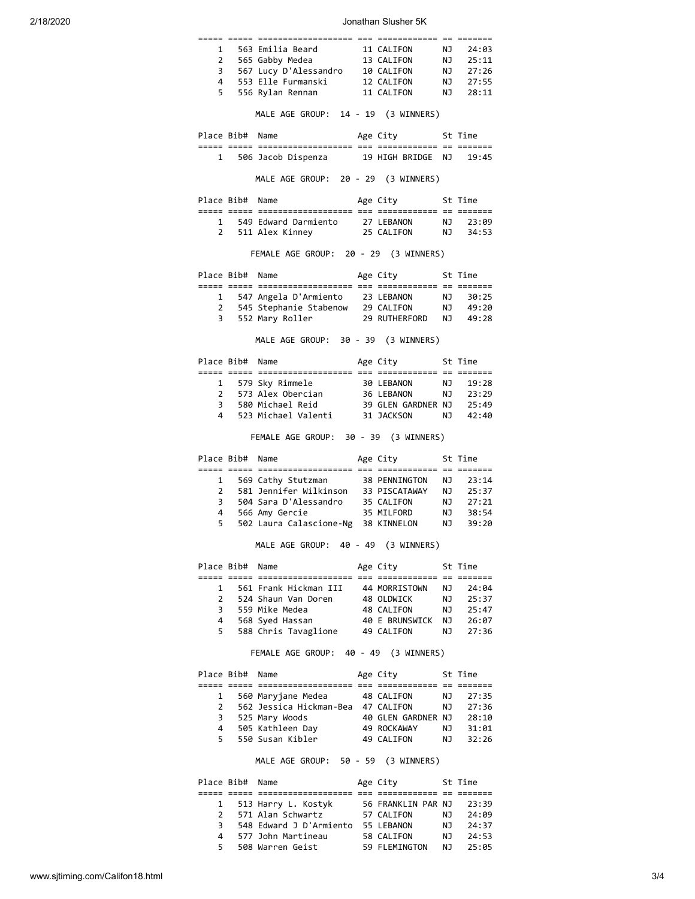| Place | Bib# | Name | Age | City | St | Time |
|---|---|---|---|---|---|---|
| 1 | 563 | Emilia Beard | 11 | CALIFON | NJ | 24:03 |
| 2 | 565 | Gabby Medea | 13 | CALIFON | NJ | 25:11 |
| 3 | 567 | Lucy D'Alessandro | 10 | CALIFON | NJ | 27:26 |
| 4 | 553 | Elle Furmanski | 12 | CALIFON | NJ | 27:55 |
| 5 | 556 | Rylan Rennan | 11 | CALIFON | NJ | 28:11 |

MALE AGE GROUP: 14 - 19 (3 WINNERS)

| Place | Bib# | Name | Age | City | St | Time |
|---|---|---|---|---|---|---|
| 1 | 506 | Jacob Dispenza | 19 | HIGH BRIDGE | NJ | 19:45 |

MALE AGE GROUP: 20 - 29 (3 WINNERS)

| Place | Bib# | Name | Age | City | St | Time |
|---|---|---|---|---|---|---|
| 1 | 549 | Edward Darmiento | 27 | LEBANON | NJ | 23:09 |
| 2 | 511 | Alex Kinney | 25 | CALIFON | NJ | 34:53 |

FEMALE AGE GROUP: 20 - 29 (3 WINNERS)

| Place | Bib# | Name | Age | City | St | Time |
|---|---|---|---|---|---|---|
| 1 | 547 | Angela D'Armiento | 23 | LEBANON | NJ | 30:25 |
| 2 | 545 | Stephanie Stabenow | 29 | CALIFON | NJ | 49:20 |
| 3 | 552 | Mary Roller | 29 | RUTHERFORD | NJ | 49:28 |

MALE AGE GROUP: 30 - 39 (3 WINNERS)

| Place | Bib# | Name | Age | City | St | Time |
|---|---|---|---|---|---|---|
| 1 | 579 | Sky Rimmele | 30 | LEBANON | NJ | 19:28 |
| 2 | 573 | Alex Obercian | 36 | LEBANON | NJ | 23:29 |
| 3 | 580 | Michael Reid | 39 | GLEN GARDNER | NJ | 25:49 |
| 4 | 523 | Michael Valenti | 31 | JACKSON | NJ | 42:40 |

FEMALE AGE GROUP: 30 - 39 (3 WINNERS)

| Place | Bib# | Name | Age | City | St | Time |
|---|---|---|---|---|---|---|
| 1 | 569 | Cathy Stutzman | 38 | PENNINGTON | NJ | 23:14 |
| 2 | 581 | Jennifer Wilkinson | 33 | PISCATAWAY | NJ | 25:37 |
| 3 | 504 | Sara D'Alessandro | 35 | CALIFON | NJ | 27:21 |
| 4 | 566 | Amy Gercie | 35 | MILFORD | NJ | 38:54 |
| 5 | 502 | Laura Calascione-Ng | 38 | KINNELON | NJ | 39:20 |

MALE AGE GROUP: 40 - 49 (3 WINNERS)

| Place | Bib# | Name | Age | City | St | Time |
|---|---|---|---|---|---|---|
| 1 | 561 | Frank Hickman III | 44 | MORRISTOWN | NJ | 24:04 |
| 2 | 524 | Shaun Van Doren | 48 | OLDWICK | NJ | 25:37 |
| 3 | 559 | Mike Medea | 48 | CALIFON | NJ | 25:47 |
| 4 | 568 | Syed Hassan | 40 | E BRUNSWICK | NJ | 26:07 |
| 5 | 588 | Chris Tavaglione | 49 | CALIFON | NJ | 27:36 |

FEMALE AGE GROUP: 40 - 49 (3 WINNERS)

| Place | Bib# | Name | Age | City | St | Time |
|---|---|---|---|---|---|---|
| 1 | 560 | Maryjane Medea | 48 | CALIFON | NJ | 27:35 |
| 2 | 562 | Jessica Hickman-Bea | 47 | CALIFON | NJ | 27:36 |
| 3 | 525 | Mary Woods | 40 | GLEN GARDNER | NJ | 28:10 |
| 4 | 505 | Kathleen Day | 49 | ROCKAWAY | NJ | 31:01 |
| 5 | 550 | Susan Kibler | 49 | CALIFON | NJ | 32:26 |

MALE AGE GROUP: 50 - 59 (3 WINNERS)

| Place | Bib# | Name | Age | City | St | Time |
|---|---|---|---|---|---|---|
| 1 | 513 | Harry L. Kostyk | 56 | FRANKLIN PAR | NJ | 23:39 |
| 2 | 571 | Alan Schwartz | 57 | CALIFON | NJ | 24:09 |
| 3 | 548 | Edward J D'Armiento | 55 | LEBANON | NJ | 24:37 |
| 4 | 577 | John Martineau | 58 | CALIFON | NJ | 24:53 |
| 5 | 508 | Warren Geist | 59 | FLEMINGTON | NJ | 25:05 |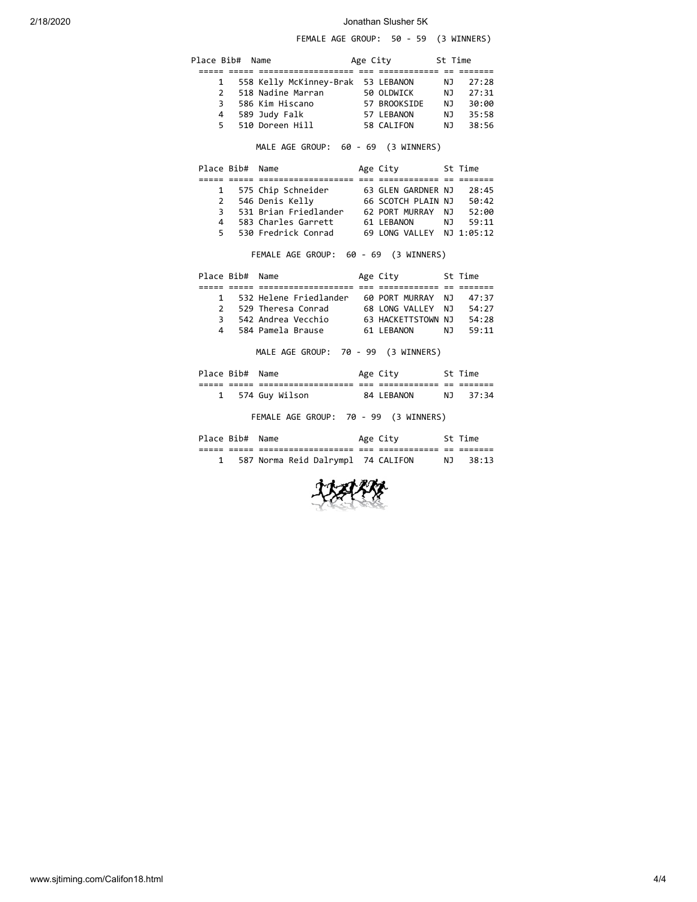FEMALE AGE GROUP: 50 - 59 (3 WINNERS)

| Place | Bib# | Name | Age | City | St | Time |
|---|---|---|---|---|---|---|
| 1 | 558 | Kelly McKinney-Brak | 53 | LEBANON | NJ | 27:28 |
| 2 | 518 | Nadine Marran | 50 | OLDWICK | NJ | 27:31 |
| 3 | 586 | Kim Hiscano | 57 | BROOKSIDE | NJ | 30:00 |
| 4 | 589 | Judy Falk | 57 | LEBANON | NJ | 35:58 |
| 5 | 510 | Doreen Hill | 58 | CALIFON | NJ | 38:56 |

MALE AGE GROUP: 60 - 69 (3 WINNERS)

| Place | Bib# | Name | Age | City | St | Time |
|---|---|---|---|---|---|---|
| 1 | 575 | Chip Schneider | 63 | GLEN GARDNER | NJ | 28:45 |
| 2 | 546 | Denis Kelly | 66 | SCOTCH PLAIN | NJ | 50:42 |
| 3 | 531 | Brian Friedlander | 62 | PORT MURRAY | NJ | 52:00 |
| 4 | 583 | Charles Garrett | 61 | LEBANON | NJ | 59:11 |
| 5 | 530 | Fredrick Conrad | 69 | LONG VALLEY | NJ | 1:05:12 |

FEMALE AGE GROUP: 60 - 69 (3 WINNERS)

| Place | Bib# | Name | Age | City | St | Time |
|---|---|---|---|---|---|---|
| 1 | 532 | Helene Friedlander | 60 | PORT MURRAY | NJ | 47:37 |
| 2 | 529 | Theresa Conrad | 68 | LONG VALLEY | NJ | 54:27 |
| 3 | 542 | Andrea Vecchio | 63 | HACKETTSTOWN | NJ | 54:28 |
| 4 | 584 | Pamela Brause | 61 | LEBANON | NJ | 59:11 |

MALE AGE GROUP: 70 - 99 (3 WINNERS)

| Place | Bib# | Name | Age | City | St | Time |
|---|---|---|---|---|---|---|
| 1 | 574 | Guy Wilson | 84 | LEBANON | NJ | 37:34 |

FEMALE AGE GROUP: 70 - 99 (3 WINNERS)

| Place | Bib# | Name | Age | City | St | Time |
|---|---|---|---|---|---|---|
| 1 | 587 | Norma Reid Dalrympl | 74 | CALIFON | NJ | 38:13 |